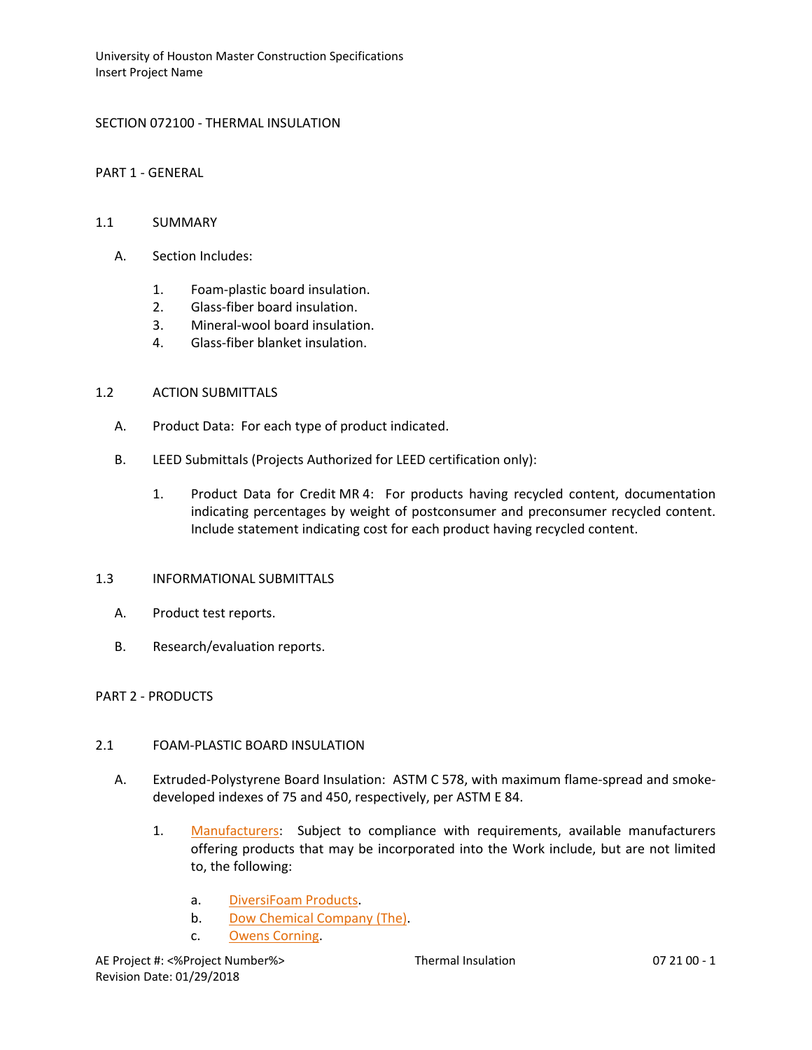# SECTION 072100 - THERMAL INSULATION

## PART 1 - GENERAL

### 1.1 SUMMARY

A. Section Includes:

1. Foam-plastic board insulation.
2. Glass-fiber board insulation.
3. Mineral-wool board insulation.
4. Glass-fiber blanket insulation.

### 1.2 ACTION SUBMITTALS

A. Product Data: For each type of product indicated.

B. LEED Submittals (Projects Authorized for LEED certification only):

1. Product Data for Credit MR 4: For products having recycled content, documentation indicating percentages by weight of postconsumer and preconsumer recycled content. Include statement indicating cost for each product having recycled content.

### 1.3 INFORMATIONAL SUBMITTALS

A. Product test reports.

B. Research/evaluation reports.

## PART 2 - PRODUCTS

### 2.1 FOAM-PLASTIC BOARD INSULATION

A. Extruded-Polystyrene Board Insulation: ASTM C 578, with maximum flame-spread and smoke-developed indexes of 75 and 450, respectively, per ASTM E 84.

1. Manufacturers: Subject to compliance with requirements, available manufacturers offering products that may be incorporated into the Work include, but are not limited to, the following:

   a. DiversiFoam Products.
   b. Dow Chemical Company (The).
   c. Owens Corning.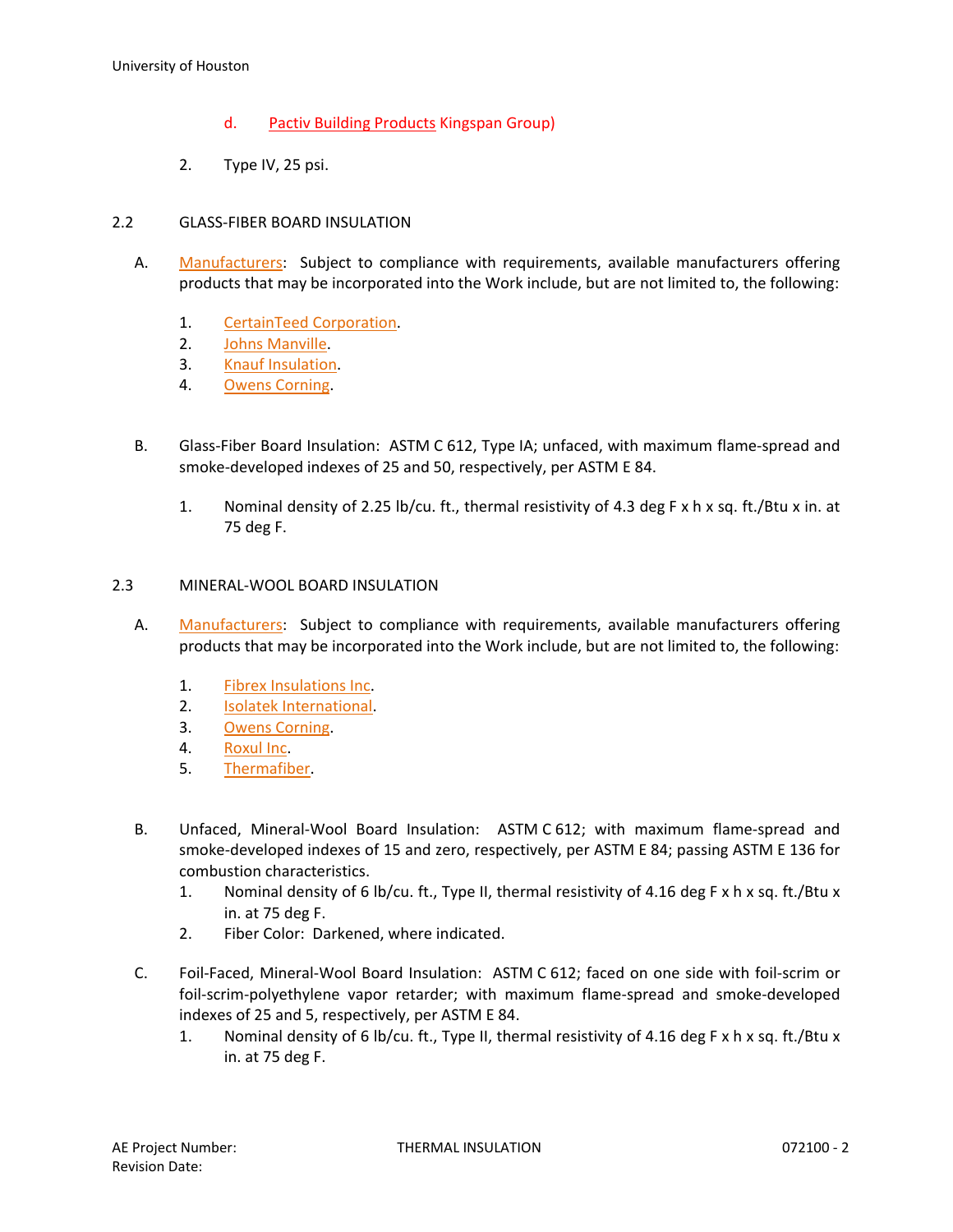d. Pactiv Building Products Kingspan Group)

2. Type IV, 25 psi.

## 2.2 GLASS-FIBER BOARD INSULATION

A. Manufacturers: Subject to compliance with requirements, available manufacturers offering products that may be incorporated into the Work include, but are not limited to, the following:

1. CertainTeed Corporation.
2. Johns Manville.
3. Knauf Insulation.
4. Owens Corning.

B. Glass-Fiber Board Insulation: ASTM C 612, Type IA; unfaced, with maximum flame-spread and smoke-developed indexes of 25 and 50, respectively, per ASTM E 84.

1. Nominal density of 2.25 lb/cu. ft., thermal resistivity of 4.3 deg F x h x sq. ft./Btu x in. at 75 deg F.

## 2.3 MINERAL-WOOL BOARD INSULATION

A. Manufacturers: Subject to compliance with requirements, available manufacturers offering products that may be incorporated into the Work include, but are not limited to, the following:

1. Fibrex Insulations Inc.
2. Isolatek International.
3. Owens Corning.
4. Roxul Inc.
5. Thermafiber.

B. Unfaced, Mineral-Wool Board Insulation: ASTM C 612; with maximum flame-spread and smoke-developed indexes of 15 and zero, respectively, per ASTM E 84; passing ASTM E 136 for combustion characteristics.

1. Nominal density of 6 lb/cu. ft., Type II, thermal resistivity of 4.16 deg F x h x sq. ft./Btu x in. at 75 deg F.
2. Fiber Color: Darkened, where indicated.

C. Foil-Faced, Mineral-Wool Board Insulation: ASTM C 612; faced on one side with foil-scrim or foil-scrim-polyethylene vapor retarder; with maximum flame-spread and smoke-developed indexes of 25 and 5, respectively, per ASTM E 84.

1. Nominal density of 6 lb/cu. ft., Type II, thermal resistivity of 4.16 deg F x h x sq. ft./Btu x in. at 75 deg F.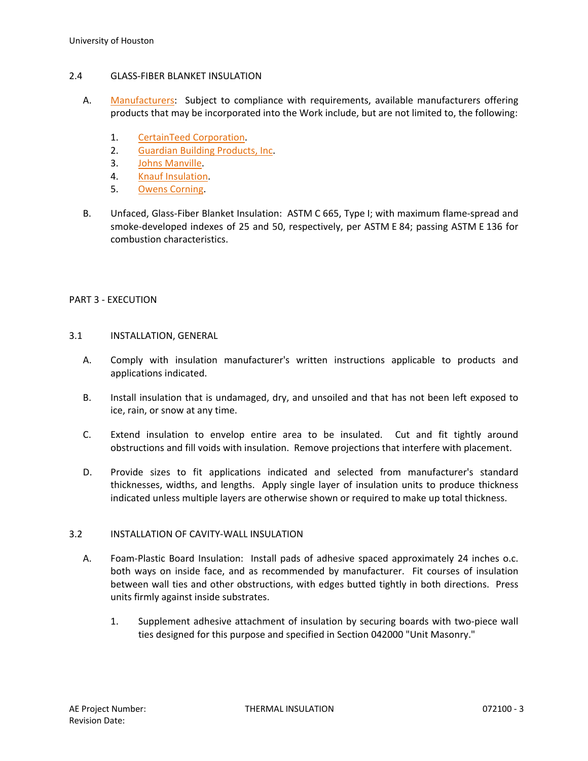## 2.4 GLASS-FIBER BLANKET INSULATION

A. Manufacturers: Subject to compliance with requirements, available manufacturers offering products that may be incorporated into the Work include, but are not limited to, the following:

1. CertainTeed Corporation.
2. Guardian Building Products, Inc.
3. Johns Manville.
4. Knauf Insulation.
5. Owens Corning.

B. Unfaced, Glass-Fiber Blanket Insulation: ASTM C 665, Type I; with maximum flame-spread and smoke-developed indexes of 25 and 50, respectively, per ASTM E 84; passing ASTM E 136 for combustion characteristics.

# PART 3 - EXECUTION

## 3.1 INSTALLATION, GENERAL

A. Comply with insulation manufacturer's written instructions applicable to products and applications indicated.

B. Install insulation that is undamaged, dry, and unsoiled and that has not been left exposed to ice, rain, or snow at any time.

C. Extend insulation to envelop entire area to be insulated. Cut and fit tightly around obstructions and fill voids with insulation. Remove projections that interfere with placement.

D. Provide sizes to fit applications indicated and selected from manufacturer's standard thicknesses, widths, and lengths. Apply single layer of insulation units to produce thickness indicated unless multiple layers are otherwise shown or required to make up total thickness.

## 3.2 INSTALLATION OF CAVITY-WALL INSULATION

A. Foam-Plastic Board Insulation: Install pads of adhesive spaced approximately 24 inches o.c. both ways on inside face, and as recommended by manufacturer. Fit courses of insulation between wall ties and other obstructions, with edges butted tightly in both directions. Press units firmly against inside substrates.

1. Supplement adhesive attachment of insulation by securing boards with two-piece wall ties designed for this purpose and specified in Section 042000 "Unit Masonry."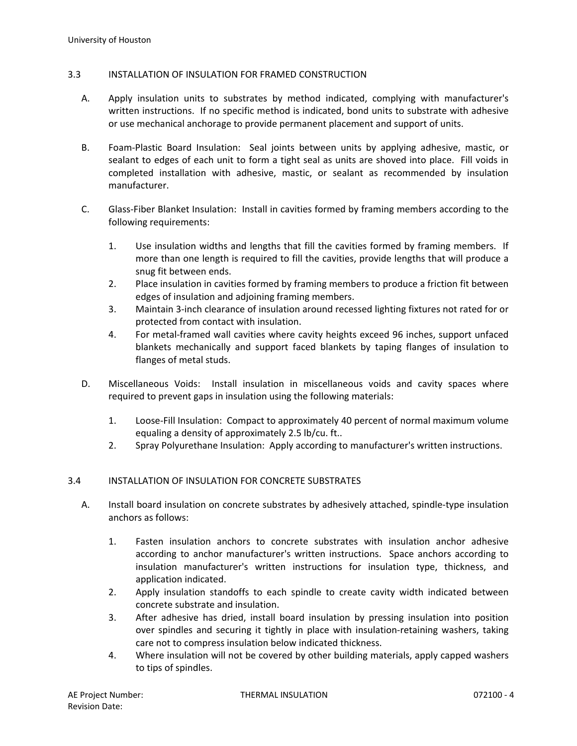## 3.3 INSTALLATION OF INSULATION FOR FRAMED CONSTRUCTION

A. Apply insulation units to substrates by method indicated, complying with manufacturer's written instructions. If no specific method is indicated, bond units to substrate with adhesive or use mechanical anchorage to provide permanent placement and support of units.

B. Foam-Plastic Board Insulation: Seal joints between units by applying adhesive, mastic, or sealant to edges of each unit to form a tight seal as units are shoved into place. Fill voids in completed installation with adhesive, mastic, or sealant as recommended by insulation manufacturer.

C. Glass-Fiber Blanket Insulation: Install in cavities formed by framing members according to the following requirements:

   1. Use insulation widths and lengths that fill the cavities formed by framing members. If more than one length is required to fill the cavities, provide lengths that will produce a snug fit between ends.
   2. Place insulation in cavities formed by framing members to produce a friction fit between edges of insulation and adjoining framing members.
   3. Maintain 3-inch clearance of insulation around recessed lighting fixtures not rated for or protected from contact with insulation.
   4. For metal-framed wall cavities where cavity heights exceed 96 inches, support unfaced blankets mechanically and support faced blankets by taping flanges of insulation to flanges of metal studs.

D. Miscellaneous Voids: Install insulation in miscellaneous voids and cavity spaces where required to prevent gaps in insulation using the following materials:

   1. Loose-Fill Insulation: Compact to approximately 40 percent of normal maximum volume equaling a density of approximately 2.5 lb/cu. ft..
   2. Spray Polyurethane Insulation: Apply according to manufacturer's written instructions.

## 3.4 INSTALLATION OF INSULATION FOR CONCRETE SUBSTRATES

A. Install board insulation on concrete substrates by adhesively attached, spindle-type insulation anchors as follows:

   1. Fasten insulation anchors to concrete substrates with insulation anchor adhesive according to anchor manufacturer's written instructions. Space anchors according to insulation manufacturer's written instructions for insulation type, thickness, and application indicated.
   2. Apply insulation standoffs to each spindle to create cavity width indicated between concrete substrate and insulation.
   3. After adhesive has dried, install board insulation by pressing insulation into position over spindles and securing it tightly in place with insulation-retaining washers, taking care not to compress insulation below indicated thickness.
   4. Where insulation will not be covered by other building materials, apply capped washers to tips of spindles.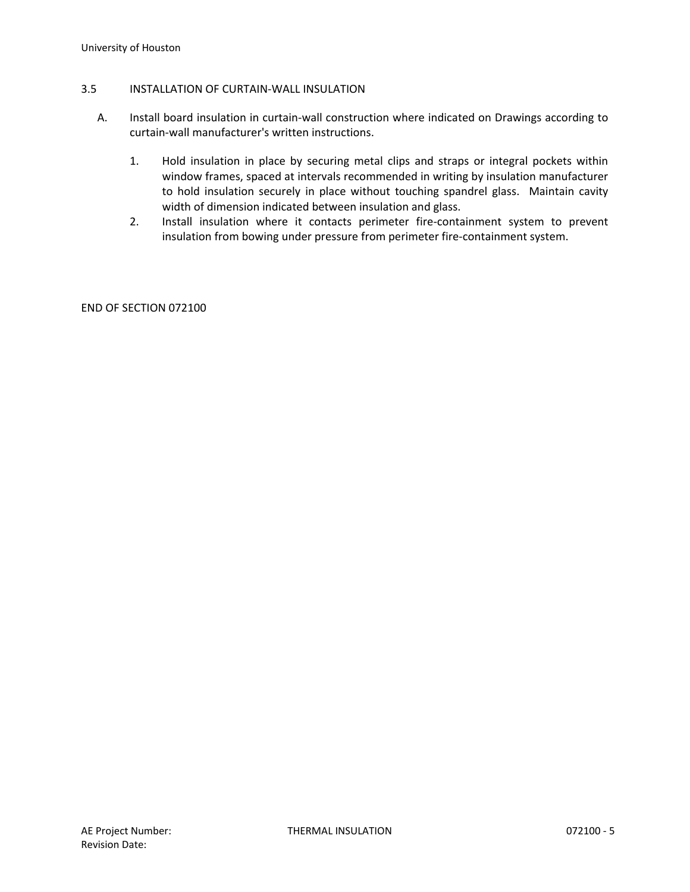## 3.5 INSTALLATION OF CURTAIN-WALL INSULATION

A. Install board insulation in curtain-wall construction where indicated on Drawings according to curtain-wall manufacturer's written instructions.

1. Hold insulation in place by securing metal clips and straps or integral pockets within window frames, spaced at intervals recommended in writing by insulation manufacturer to hold insulation securely in place without touching spandrel glass. Maintain cavity width of dimension indicated between insulation and glass.
2. Install insulation where it contacts perimeter fire-containment system to prevent insulation from bowing under pressure from perimeter fire-containment system.

END OF SECTION 072100